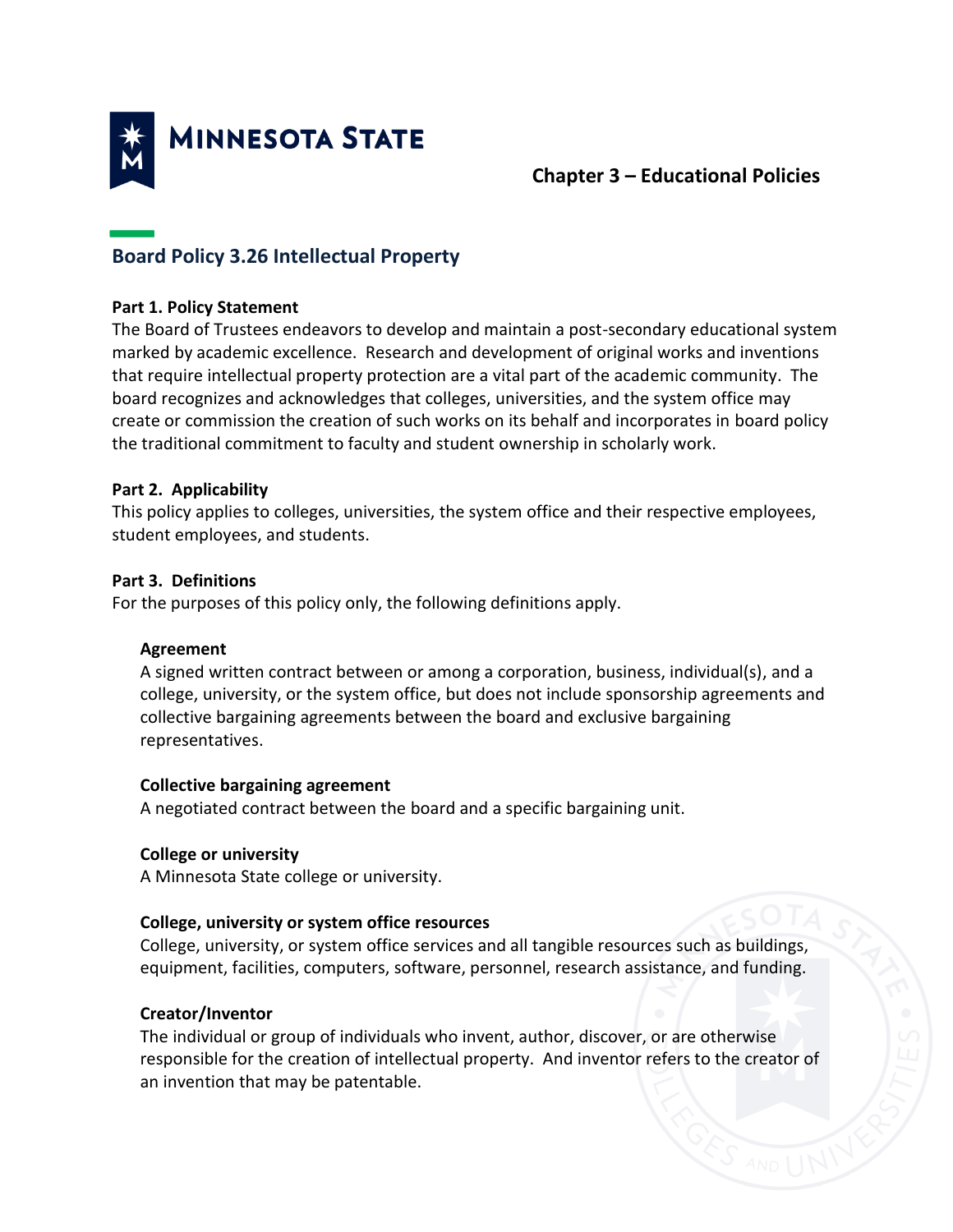MINNESOTA STATE

Chapter 3 – Educational Policies

## Board Policy 3.26 Intellectual Property

**Part 1. Policy Statement**

The Board of Trustees endeavors to develop and maintain a post-secondary educational system marked by academic excellence. Research and development of original works and inventions that require intellectual property protection are a vital part of the academic community. The board recognizes and acknowledges that colleges, universities, and the system office may create or commission the creation of such works on its behalf and incorporates in board policy the traditional commitment to faculty and student ownership in scholarly work.

**Part 2. Applicability**

This policy applies to colleges, universities, the system office and their respective employees, student employees, and students.

**Part 3. Definitions**

For the purposes of this policy only, the following definitions apply.

**Agreement**

A signed written contract between or among a corporation, business, individual(s), and a college, university, or the system office, but does not include sponsorship agreements and collective bargaining agreements between the board and exclusive bargaining representatives.

**Collective bargaining agreement**

A negotiated contract between the board and a specific bargaining unit.

**College or university**

A Minnesota State college or university.

**College, university or system office resources**

College, university, or system office services and all tangible resources such as buildings, equipment, facilities, computers, software, personnel, research assistance, and funding.

**Creator/Inventor**

The individual or group of individuals who invent, author, discover, or are otherwise responsible for the creation of intellectual property. And inventor refers to the creator of an invention that may be patentable.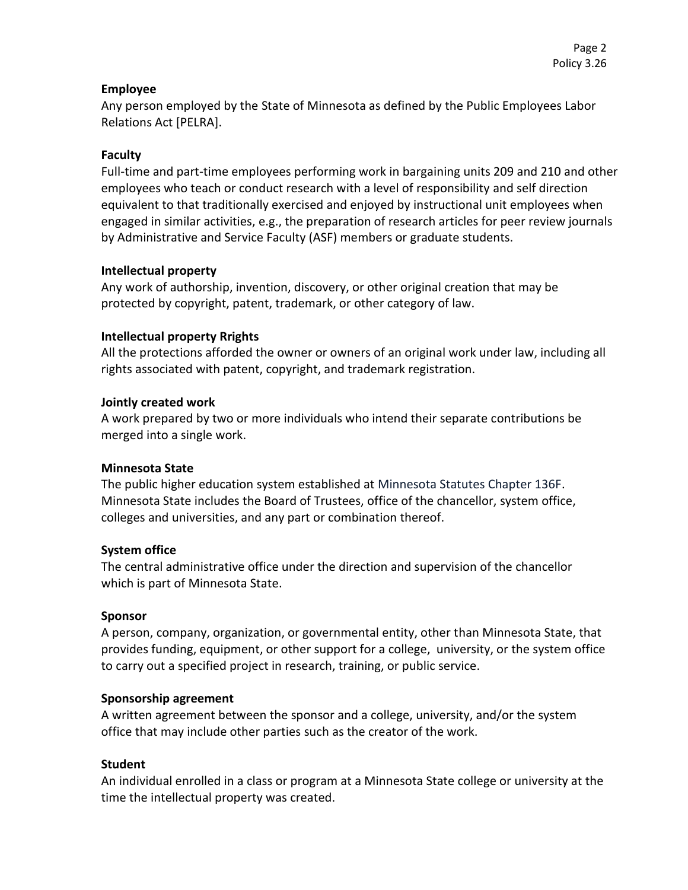**Employee**

Any person employed by the State of Minnesota as defined by the Public Employees Labor Relations Act [PELRA].

**Faculty**

Full-time and part-time employees performing work in bargaining units 209 and 210 and other employees who teach or conduct research with a level of responsibility and self direction equivalent to that traditionally exercised and enjoyed by instructional unit employees when engaged in similar activities, e.g., the preparation of research articles for peer review journals by Administrative and Service Faculty (ASF) members or graduate students.

**Intellectual property**

Any work of authorship, invention, discovery, or other original creation that may be protected by copyright, patent, trademark, or other category of law.

**Intellectual property Rrights**

All the protections afforded the owner or owners of an original work under law, including all rights associated with patent, copyright, and trademark registration.

**Jointly created work**

A work prepared by two or more individuals who intend their separate contributions be merged into a single work.

**Minnesota State**

The public higher education system established at Minnesota Statutes Chapter 136F. Minnesota State includes the Board of Trustees, office of the chancellor, system office, colleges and universities, and any part or combination thereof.

**System office**

The central administrative office under the direction and supervision of the chancellor which is part of Minnesota State.

**Sponsor**

A person, company, organization, or governmental entity, other than Minnesota State, that provides funding, equipment, or other support for a college, university, or the system office to carry out a specified project in research, training, or public service.

**Sponsorship agreement**

A written agreement between the sponsor and a college, university, and/or the system office that may include other parties such as the creator of the work.

**Student**

An individual enrolled in a class or program at a Minnesota State college or university at the time the intellectual property was created.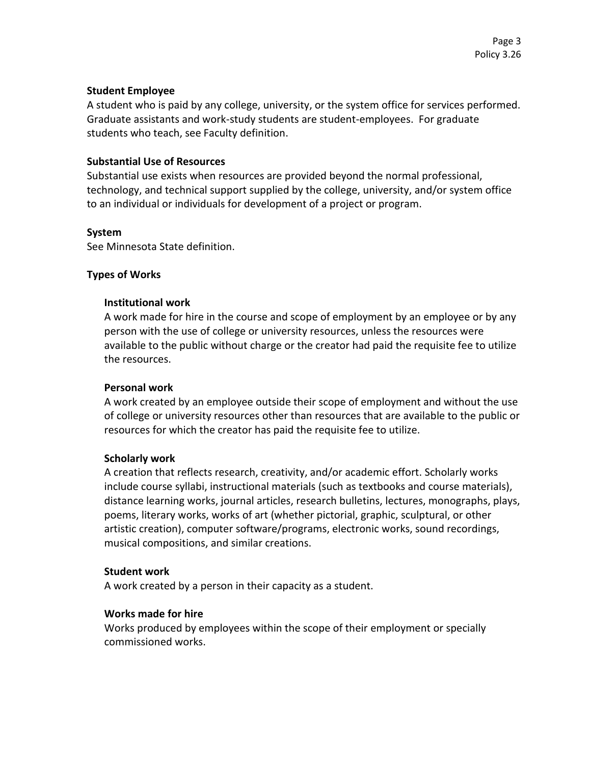**Student Employee**

A student who is paid by any college, university, or the system office for services performed. Graduate assistants and work-study students are student-employees. For graduate students who teach, see Faculty definition.

**Substantial Use of Resources**

Substantial use exists when resources are provided beyond the normal professional, technology, and technical support supplied by the college, university, and/or system office to an individual or individuals for development of a project or program.

**System**

See Minnesota State definition.

**Types of Works**

**Institutional work**

A work made for hire in the course and scope of employment by an employee or by any person with the use of college or university resources, unless the resources were available to the public without charge or the creator had paid the requisite fee to utilize the resources.

**Personal work**

A work created by an employee outside their scope of employment and without the use of college or university resources other than resources that are available to the public or resources for which the creator has paid the requisite fee to utilize.

**Scholarly work**

A creation that reflects research, creativity, and/or academic effort. Scholarly works include course syllabi, instructional materials (such as textbooks and course materials), distance learning works, journal articles, research bulletins, lectures, monographs, plays, poems, literary works, works of art (whether pictorial, graphic, sculptural, or other artistic creation), computer software/programs, electronic works, sound recordings, musical compositions, and similar creations.

**Student work**

A work created by a person in their capacity as a student.

**Works made for hire**

Works produced by employees within the scope of their employment or specially commissioned works.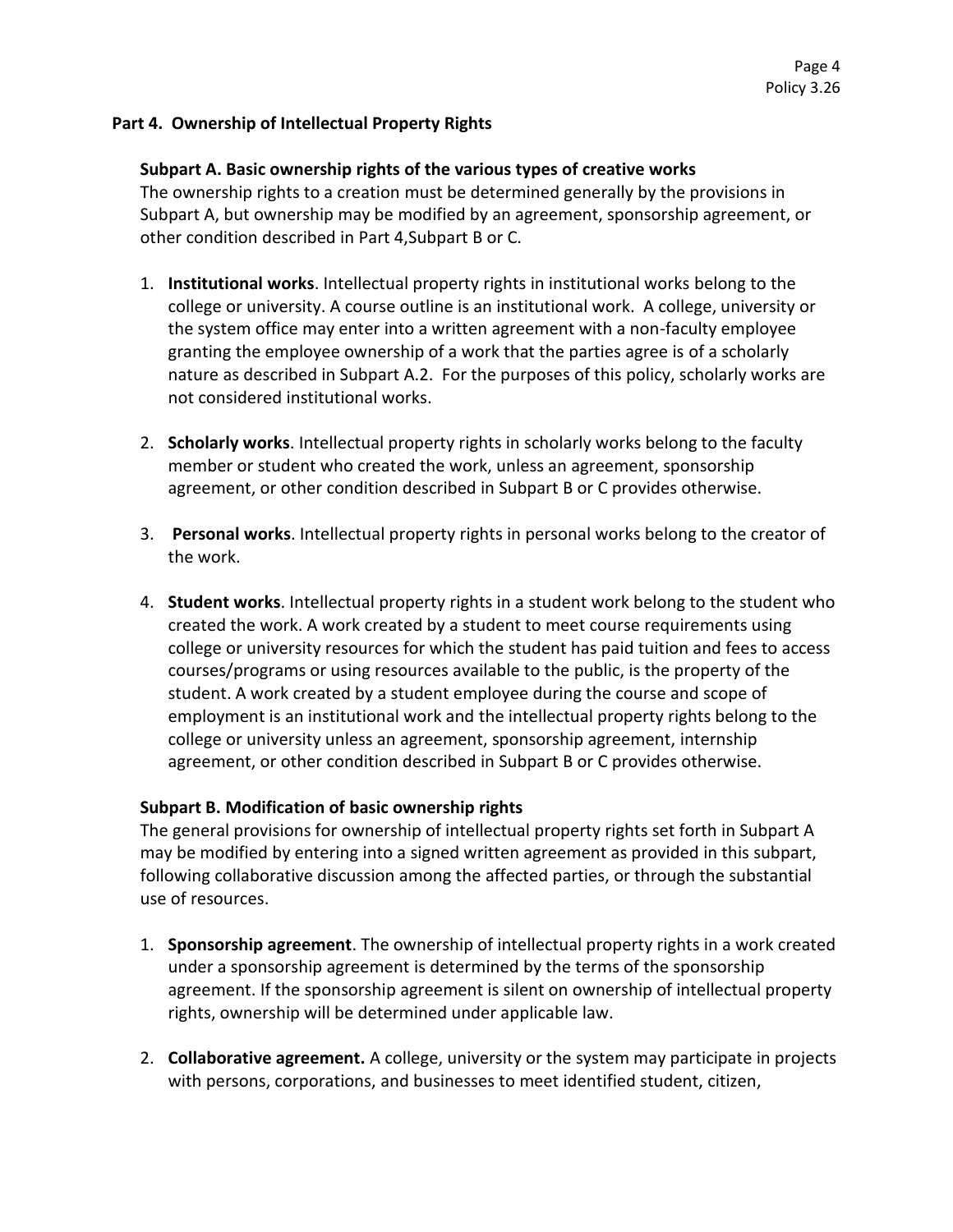## Part 4. Ownership of Intellectual Property Rights

### Subpart A. Basic ownership rights of the various types of creative works

The ownership rights to a creation must be determined generally by the provisions in Subpart A, but ownership may be modified by an agreement, sponsorship agreement, or other condition described in Part 4,Subpart B or C.

1. **Institutional works**. Intellectual property rights in institutional works belong to the college or university. A course outline is an institutional work. A college, university or the system office may enter into a written agreement with a non-faculty employee granting the employee ownership of a work that the parties agree is of a scholarly nature as described in Subpart A.2. For the purposes of this policy, scholarly works are not considered institutional works.

2. **Scholarly works**. Intellectual property rights in scholarly works belong to the faculty member or student who created the work, unless an agreement, sponsorship agreement, or other condition described in Subpart B or C provides otherwise.

3. **Personal works**. Intellectual property rights in personal works belong to the creator of the work.

4. **Student works**. Intellectual property rights in a student work belong to the student who created the work. A work created by a student to meet course requirements using college or university resources for which the student has paid tuition and fees to access courses/programs or using resources available to the public, is the property of the student. A work created by a student employee during the course and scope of employment is an institutional work and the intellectual property rights belong to the college or university unless an agreement, sponsorship agreement, internship agreement, or other condition described in Subpart B or C provides otherwise.

### Subpart B. Modification of basic ownership rights

The general provisions for ownership of intellectual property rights set forth in Subpart A may be modified by entering into a signed written agreement as provided in this subpart, following collaborative discussion among the affected parties, or through the substantial use of resources.

1. **Sponsorship agreement**. The ownership of intellectual property rights in a work created under a sponsorship agreement is determined by the terms of the sponsorship agreement. If the sponsorship agreement is silent on ownership of intellectual property rights, ownership will be determined under applicable law.

2. **Collaborative agreement.** A college, university or the system may participate in projects with persons, corporations, and businesses to meet identified student, citizen,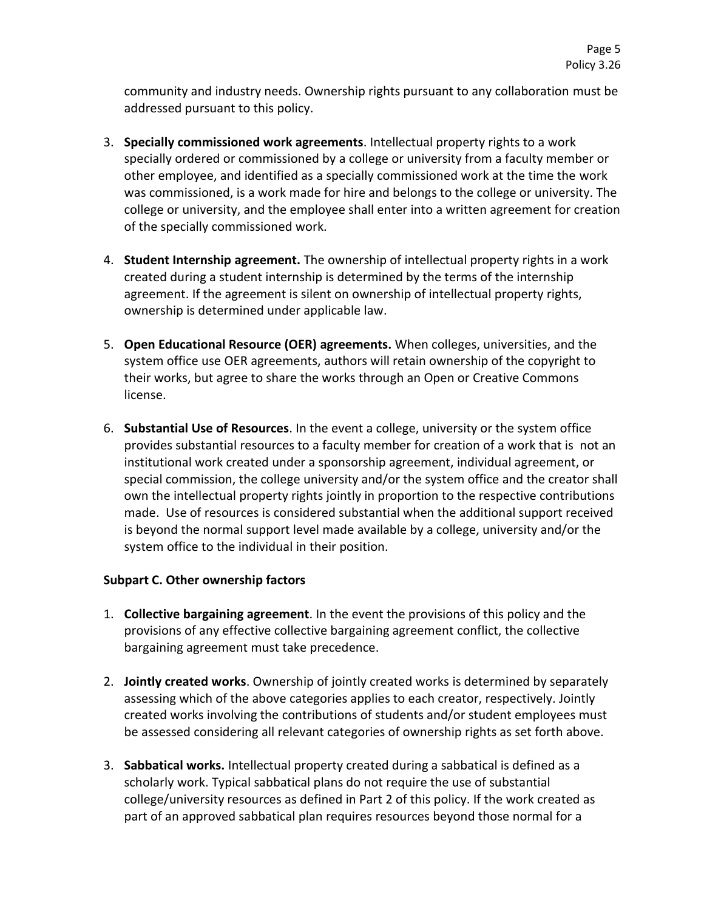community and industry needs. Ownership rights pursuant to any collaboration must be addressed pursuant to this policy.

3. **Specially commissioned work agreements**. Intellectual property rights to a work specially ordered or commissioned by a college or university from a faculty member or other employee, and identified as a specially commissioned work at the time the work was commissioned, is a work made for hire and belongs to the college or university. The college or university, and the employee shall enter into a written agreement for creation of the specially commissioned work.

4. **Student Internship agreement.** The ownership of intellectual property rights in a work created during a student internship is determined by the terms of the internship agreement. If the agreement is silent on ownership of intellectual property rights, ownership is determined under applicable law.

5. **Open Educational Resource (OER) agreements.** When colleges, universities, and the system office use OER agreements, authors will retain ownership of the copyright to their works, but agree to share the works through an Open or Creative Commons license.

6. **Substantial Use of Resources**. In the event a college, university or the system office provides substantial resources to a faculty member for creation of a work that is not an institutional work created under a sponsorship agreement, individual agreement, or special commission, the college university and/or the system office and the creator shall own the intellectual property rights jointly in proportion to the respective contributions made. Use of resources is considered substantial when the additional support received is beyond the normal support level made available by a college, university and/or the system office to the individual in their position.

**Subpart C. Other ownership factors**

1. **Collective bargaining agreement**. In the event the provisions of this policy and the provisions of any effective collective bargaining agreement conflict, the collective bargaining agreement must take precedence.

2. **Jointly created works**. Ownership of jointly created works is determined by separately assessing which of the above categories applies to each creator, respectively. Jointly created works involving the contributions of students and/or student employees must be assessed considering all relevant categories of ownership rights as set forth above.

3. **Sabbatical works.** Intellectual property created during a sabbatical is defined as a scholarly work. Typical sabbatical plans do not require the use of substantial college/university resources as defined in Part 2 of this policy. If the work created as part of an approved sabbatical plan requires resources beyond those normal for a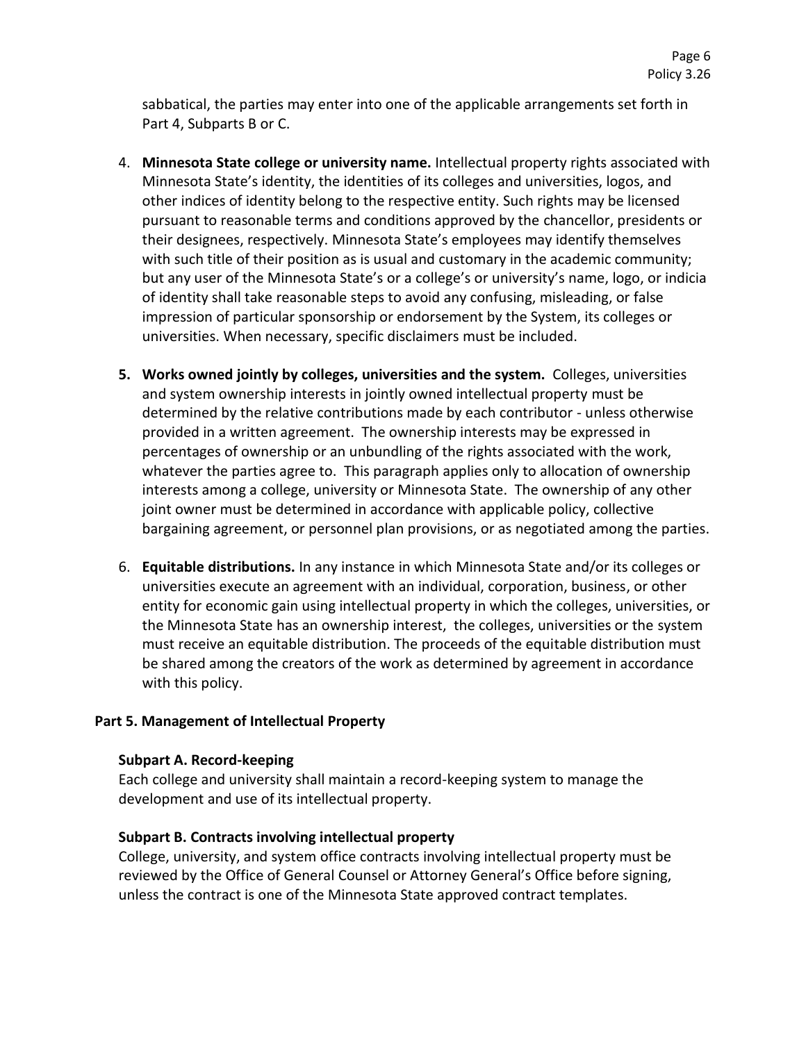sabbatical, the parties may enter into one of the applicable arrangements set forth in Part 4, Subparts B or C.

4. **Minnesota State college or university name.** Intellectual property rights associated with Minnesota State's identity, the identities of its colleges and universities, logos, and other indices of identity belong to the respective entity. Such rights may be licensed pursuant to reasonable terms and conditions approved by the chancellor, presidents or their designees, respectively. Minnesota State's employees may identify themselves with such title of their position as is usual and customary in the academic community; but any user of the Minnesota State's or a college's or university's name, logo, or indicia of identity shall take reasonable steps to avoid any confusing, misleading, or false impression of particular sponsorship or endorsement by the System, its colleges or universities. When necessary, specific disclaimers must be included.

5. **Works owned jointly by colleges, universities and the system.** Colleges, universities and system ownership interests in jointly owned intellectual property must be determined by the relative contributions made by each contributor - unless otherwise provided in a written agreement. The ownership interests may be expressed in percentages of ownership or an unbundling of the rights associated with the work, whatever the parties agree to. This paragraph applies only to allocation of ownership interests among a college, university or Minnesota State. The ownership of any other joint owner must be determined in accordance with applicable policy, collective bargaining agreement, or personnel plan provisions, or as negotiated among the parties.

6. **Equitable distributions.** In any instance in which Minnesota State and/or its colleges or universities execute an agreement with an individual, corporation, business, or other entity for economic gain using intellectual property in which the colleges, universities, or the Minnesota State has an ownership interest, the colleges, universities or the system must receive an equitable distribution. The proceeds of the equitable distribution must be shared among the creators of the work as determined by agreement in accordance with this policy.

## Part 5. Management of Intellectual Property

### Subpart A. Record-keeping

Each college and university shall maintain a record-keeping system to manage the development and use of its intellectual property.

### Subpart B. Contracts involving intellectual property

College, university, and system office contracts involving intellectual property must be reviewed by the Office of General Counsel or Attorney General's Office before signing, unless the contract is one of the Minnesota State approved contract templates.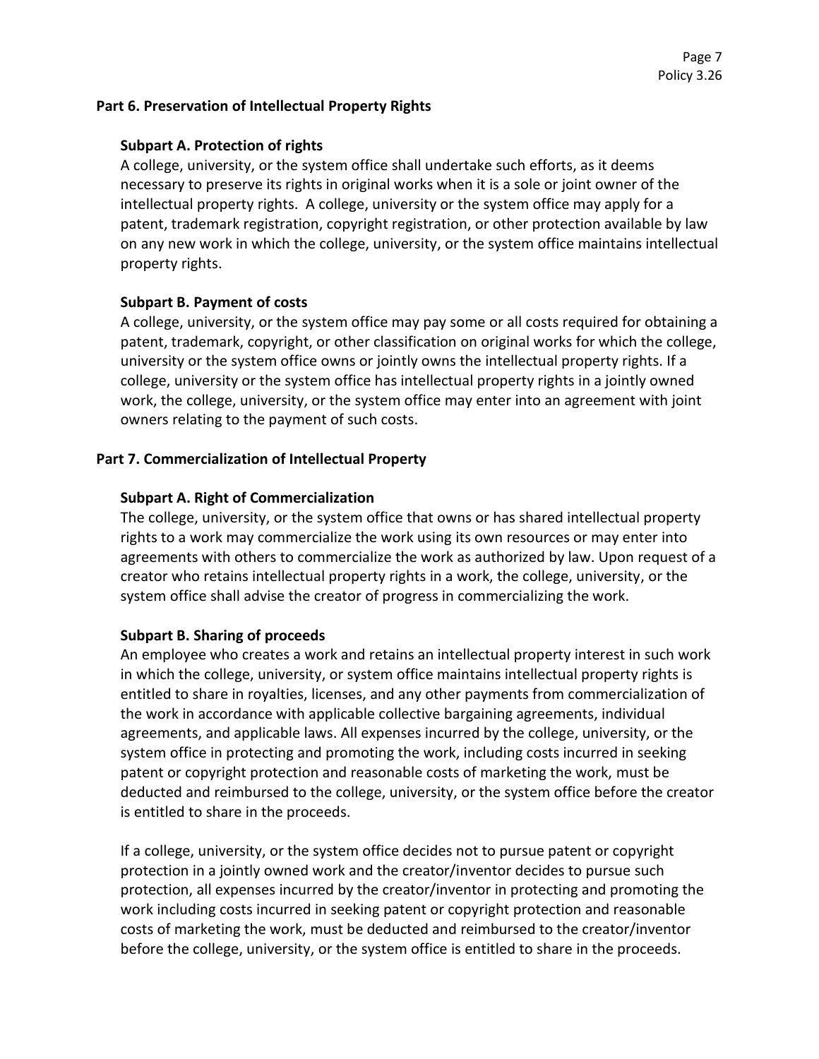## Part 6. Preservation of Intellectual Property Rights

### Subpart A. Protection of rights

A college, university, or the system office shall undertake such efforts, as it deems necessary to preserve its rights in original works when it is a sole or joint owner of the intellectual property rights. A college, university or the system office may apply for a patent, trademark registration, copyright registration, or other protection available by law on any new work in which the college, university, or the system office maintains intellectual property rights.

### Subpart B. Payment of costs

A college, university, or the system office may pay some or all costs required for obtaining a patent, trademark, copyright, or other classification on original works for which the college, university or the system office owns or jointly owns the intellectual property rights. If a college, university or the system office has intellectual property rights in a jointly owned work, the college, university, or the system office may enter into an agreement with joint owners relating to the payment of such costs.

## Part 7. Commercialization of Intellectual Property

### Subpart A. Right of Commercialization

The college, university, or the system office that owns or has shared intellectual property rights to a work may commercialize the work using its own resources or may enter into agreements with others to commercialize the work as authorized by law. Upon request of a creator who retains intellectual property rights in a work, the college, university, or the system office shall advise the creator of progress in commercializing the work.

### Subpart B. Sharing of proceeds

An employee who creates a work and retains an intellectual property interest in such work in which the college, university, or system office maintains intellectual property rights is entitled to share in royalties, licenses, and any other payments from commercialization of the work in accordance with applicable collective bargaining agreements, individual agreements, and applicable laws. All expenses incurred by the college, university, or the system office in protecting and promoting the work, including costs incurred in seeking patent or copyright protection and reasonable costs of marketing the work, must be deducted and reimbursed to the college, university, or the system office before the creator is entitled to share in the proceeds.

If a college, university, or the system office decides not to pursue patent or copyright protection in a jointly owned work and the creator/inventor decides to pursue such protection, all expenses incurred by the creator/inventor in protecting and promoting the work including costs incurred in seeking patent or copyright protection and reasonable costs of marketing the work, must be deducted and reimbursed to the creator/inventor before the college, university, or the system office is entitled to share in the proceeds.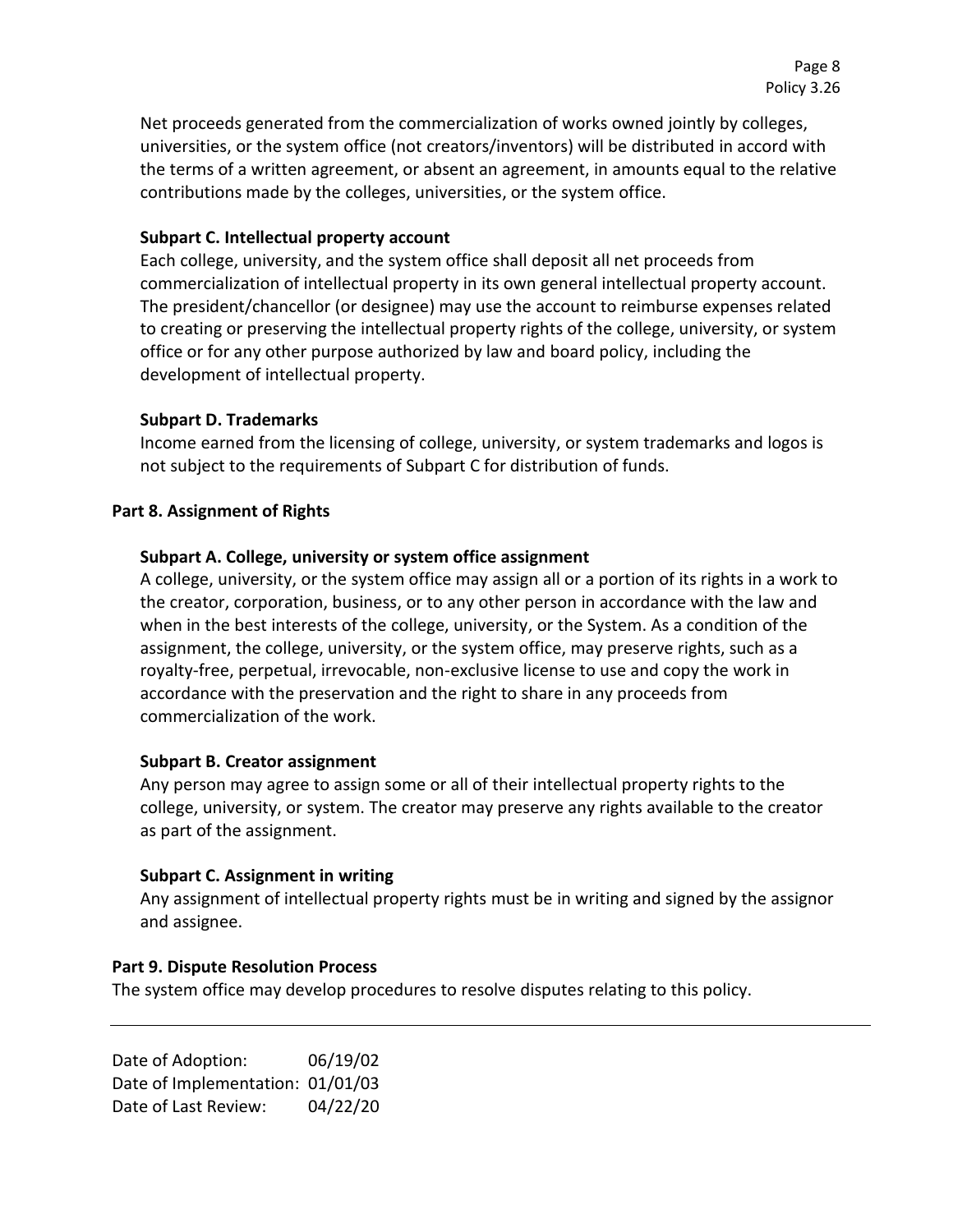Net proceeds generated from the commercialization of works owned jointly by colleges, universities, or the system office (not creators/inventors) will be distributed in accord with the terms of a written agreement, or absent an agreement, in amounts equal to the relative contributions made by the colleges, universities, or the system office.

**Subpart C. Intellectual property account**

Each college, university, and the system office shall deposit all net proceeds from commercialization of intellectual property in its own general intellectual property account. The president/chancellor (or designee) may use the account to reimburse expenses related to creating or preserving the intellectual property rights of the college, university, or system office or for any other purpose authorized by law and board policy, including the development of intellectual property.

**Subpart D. Trademarks**

Income earned from the licensing of college, university, or system trademarks and logos is not subject to the requirements of Subpart C for distribution of funds.

**Part 8. Assignment of Rights**

**Subpart A. College, university or system office assignment**

A college, university, or the system office may assign all or a portion of its rights in a work to the creator, corporation, business, or to any other person in accordance with the law and when in the best interests of the college, university, or the System. As a condition of the assignment, the college, university, or the system office, may preserve rights, such as a royalty-free, perpetual, irrevocable, non-exclusive license to use and copy the work in accordance with the preservation and the right to share in any proceeds from commercialization of the work.

**Subpart B. Creator assignment**

Any person may agree to assign some or all of their intellectual property rights to the college, university, or system. The creator may preserve any rights available to the creator as part of the assignment.

**Subpart C. Assignment in writing**

Any assignment of intellectual property rights must be in writing and signed by the assignor and assignee.

**Part 9. Dispute Resolution Process**

The system office may develop procedures to resolve disputes relating to this policy.

---

Date of Adoption: 06/19/02
Date of Implementation: 01/01/03
Date of Last Review: 04/22/20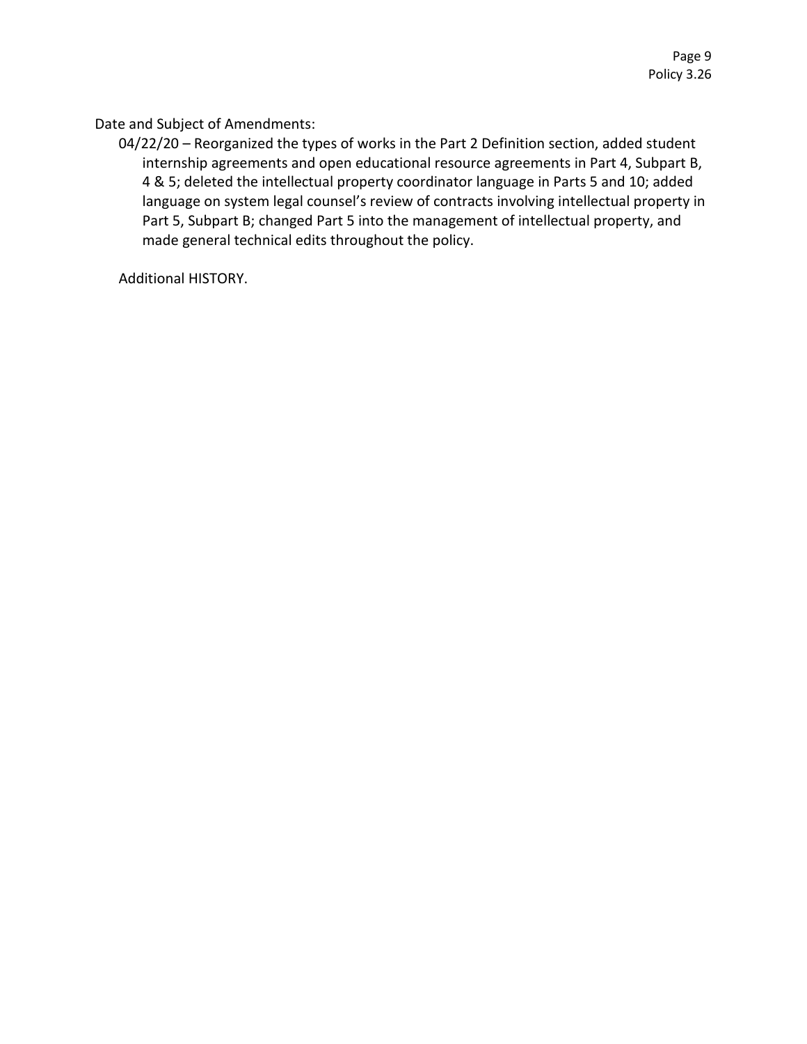Date and Subject of Amendments:

04/22/20 – Reorganized the types of works in the Part 2 Definition section, added student internship agreements and open educational resource agreements in Part 4, Subpart B, 4 & 5; deleted the intellectual property coordinator language in Parts 5 and 10; added language on system legal counsel's review of contracts involving intellectual property in Part 5, Subpart B; changed Part 5 into the management of intellectual property, and made general technical edits throughout the policy.

Additional HISTORY.